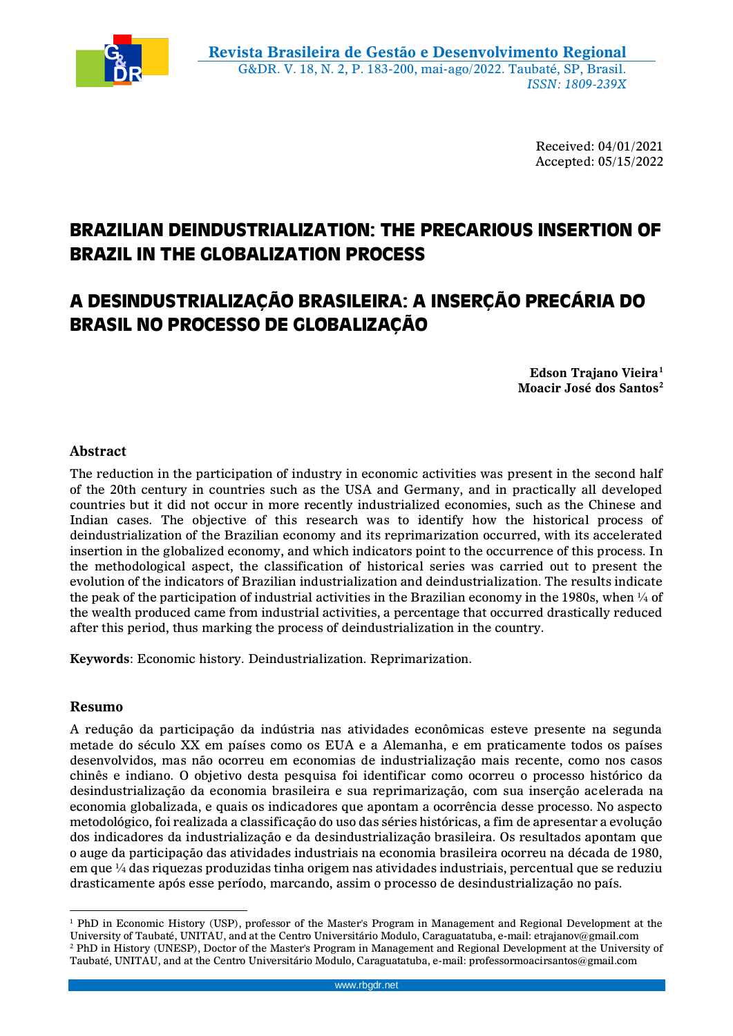Received: 04/01/2021
Accepted: 05/15/2022

# BRAZILIAN DEINDUSTRIALIZATION: THE PRECARIOUS INSERTION OF BRAZIL IN THE GLOBALIZATION PROCESS

# A DESINDUSTRIALIZAÇÃO BRASILEIRA: A INSERÇÃO PRECÁRIA DO BRASIL NO PROCESSO DE GLOBALIZAÇÃO

**Edson Trajano Vieira[1]**
**Moacir José dos Santos[2]**

## Abstract

The reduction in the participation of industry in economic activities was present in the second half of the 20th century in countries such as the USA and Germany, and in practically all developed countries but it did not occur in more recently industrialized economies, such as the Chinese and Indian cases. The objective of this research was to identify how the historical process of deindustrialization of the Brazilian economy and its reprimarization occurred, with its accelerated insertion in the globalized economy, and which indicators point to the occurrence of this process. In the methodological aspect, the classification of historical series was carried out to present the evolution of the indicators of Brazilian industrialization and deindustrialization. The results indicate the peak of the participation of industrial activities in the Brazilian economy in the 1980s, when ¼ of the wealth produced came from industrial activities, a percentage that occurred drastically reduced after this period, thus marking the process of deindustrialization in the country.

**Keywords**: Economic history. Deindustrialization. Reprimarization.

## Resumo

A redução da participação da indústria nas atividades econômicas esteve presente na segunda metade do século XX em países como os EUA e a Alemanha, e em praticamente todos os países desenvolvidos, mas não ocorreu em economias de industrialização mais recente, como nos casos chinês e indiano. O objetivo desta pesquisa foi identificar como ocorreu o processo histórico da desindustrialização da economia brasileira e sua reprimarização, com sua inserção acelerada na economia globalizada, e quais os indicadores que apontam a ocorrência desse processo. No aspecto metodológico, foi realizada a classificação do uso das séries históricas, a fim de apresentar a evolução dos indicadores da industrialização e da desindustrialização brasileira. Os resultados apontam que o auge da participação das atividades industriais na economia brasileira ocorreu na década de 1980, em que ¼ das riquezas produzidas tinha origem nas atividades industriais, percentual que se reduziu drasticamente após esse período, marcando, assim o processo de desindustrialização no país.

---

[1] PhD in Economic History (USP), professor of the Master's Program in Management and Regional Development at the University of Taubaté, UNITAU, and at the Centro Universitário Modulo, Caraguatatuba, e-mail: etrajanov@gmail.com

[2] PhD in History (UNESP), Doctor of the Master's Program in Management and Regional Development at the University of Taubaté, UNITAU, and at the Centro Universitário Modulo, Caraguatatuba, e-mail: professormoacirsantos@gmail.com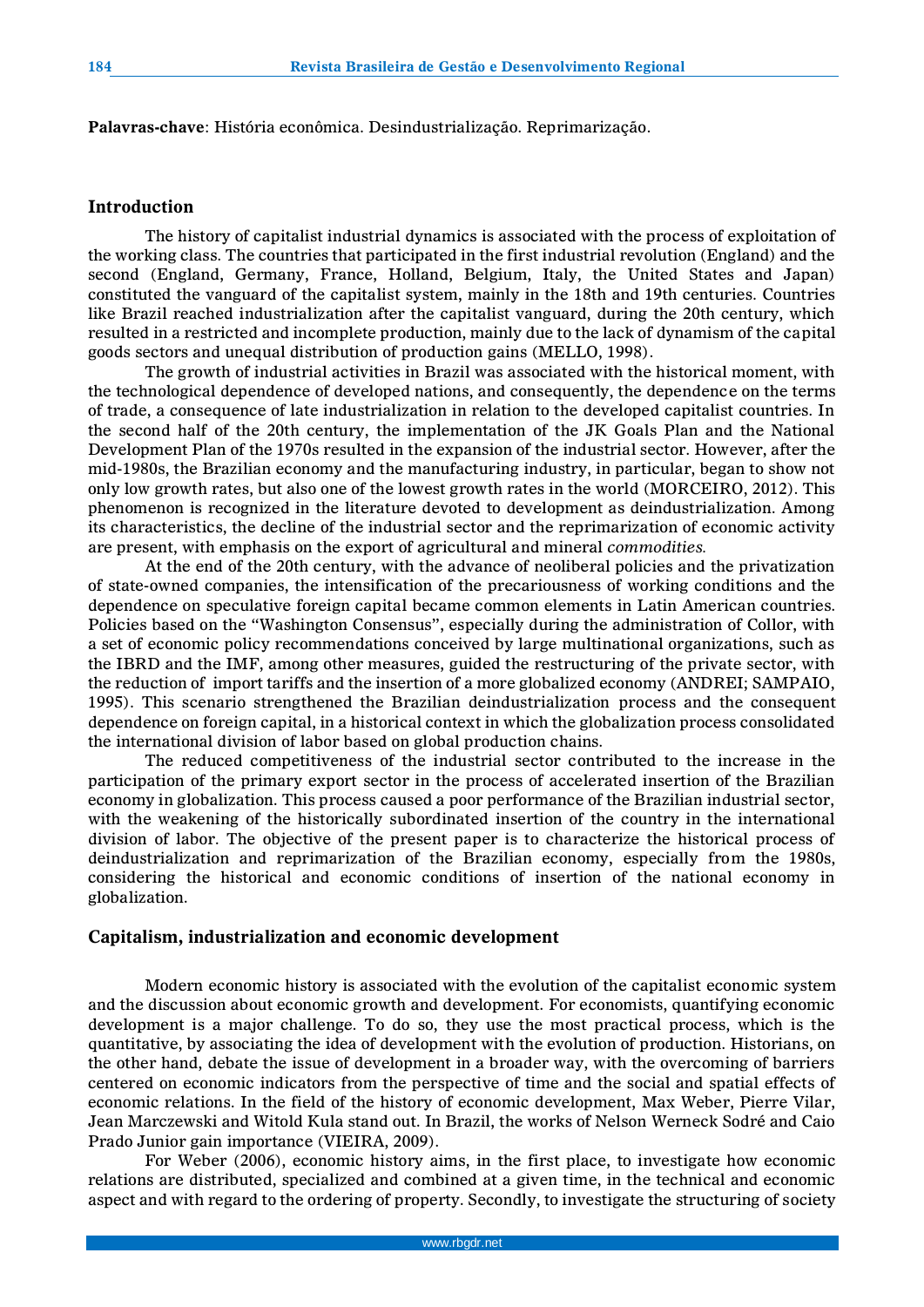**Palavras-chave**: História econômica. Desindustrialização. Reprimarização.

## Introduction

The history of capitalist industrial dynamics is associated with the process of exploitation of the working class. The countries that participated in the first industrial revolution (England) and the second (England, Germany, France, Holland, Belgium, Italy, the United States and Japan) constituted the vanguard of the capitalist system, mainly in the 18th and 19th centuries. Countries like Brazil reached industrialization after the capitalist vanguard, during the 20th century, which resulted in a restricted and incomplete production, mainly due to the lack of dynamism of the capital goods sectors and unequal distribution of production gains (MELLO, 1998).

The growth of industrial activities in Brazil was associated with the historical moment, with the technological dependence of developed nations, and consequently, the dependence on the terms of trade, a consequence of late industrialization in relation to the developed capitalist countries. In the second half of the 20th century, the implementation of the JK Goals Plan and the National Development Plan of the 1970s resulted in the expansion of the industrial sector. However, after the mid-1980s, the Brazilian economy and the manufacturing industry, in particular, began to show not only low growth rates, but also one of the lowest growth rates in the world (MORCEIRO, 2012). This phenomenon is recognized in the literature devoted to development as deindustrialization. Among its characteristics, the decline of the industrial sector and the reprimarization of economic activity are present, with emphasis on the export of agricultural and mineral *commodities.*

At the end of the 20th century, with the advance of neoliberal policies and the privatization of state-owned companies, the intensification of the precariousness of working conditions and the dependence on speculative foreign capital became common elements in Latin American countries. Policies based on the "Washington Consensus", especially during the administration of Collor, with a set of economic policy recommendations conceived by large multinational organizations, such as the IBRD and the IMF, among other measures, guided the restructuring of the private sector, with the reduction of import tariffs and the insertion of a more globalized economy (ANDREI; SAMPAIO, 1995). This scenario strengthened the Brazilian deindustrialization process and the consequent dependence on foreign capital, in a historical context in which the globalization process consolidated the international division of labor based on global production chains.

The reduced competitiveness of the industrial sector contributed to the increase in the participation of the primary export sector in the process of accelerated insertion of the Brazilian economy in globalization. This process caused a poor performance of the Brazilian industrial sector, with the weakening of the historically subordinated insertion of the country in the international division of labor. The objective of the present paper is to characterize the historical process of deindustrialization and reprimarization of the Brazilian economy, especially from the 1980s, considering the historical and economic conditions of insertion of the national economy in globalization.

## Capitalism, industrialization and economic development

Modern economic history is associated with the evolution of the capitalist economic system and the discussion about economic growth and development. For economists, quantifying economic development is a major challenge. To do so, they use the most practical process, which is the quantitative, by associating the idea of development with the evolution of production. Historians, on the other hand, debate the issue of development in a broader way, with the overcoming of barriers centered on economic indicators from the perspective of time and the social and spatial effects of economic relations. In the field of the history of economic development, Max Weber, Pierre Vilar, Jean Marczewski and Witold Kula stand out. In Brazil, the works of Nelson Werneck Sodré and Caio Prado Junior gain importance (VIEIRA, 2009).

For Weber (2006), economic history aims, in the first place, to investigate how economic relations are distributed, specialized and combined at a given time, in the technical and economic aspect and with regard to the ordering of property. Secondly, to investigate the structuring of society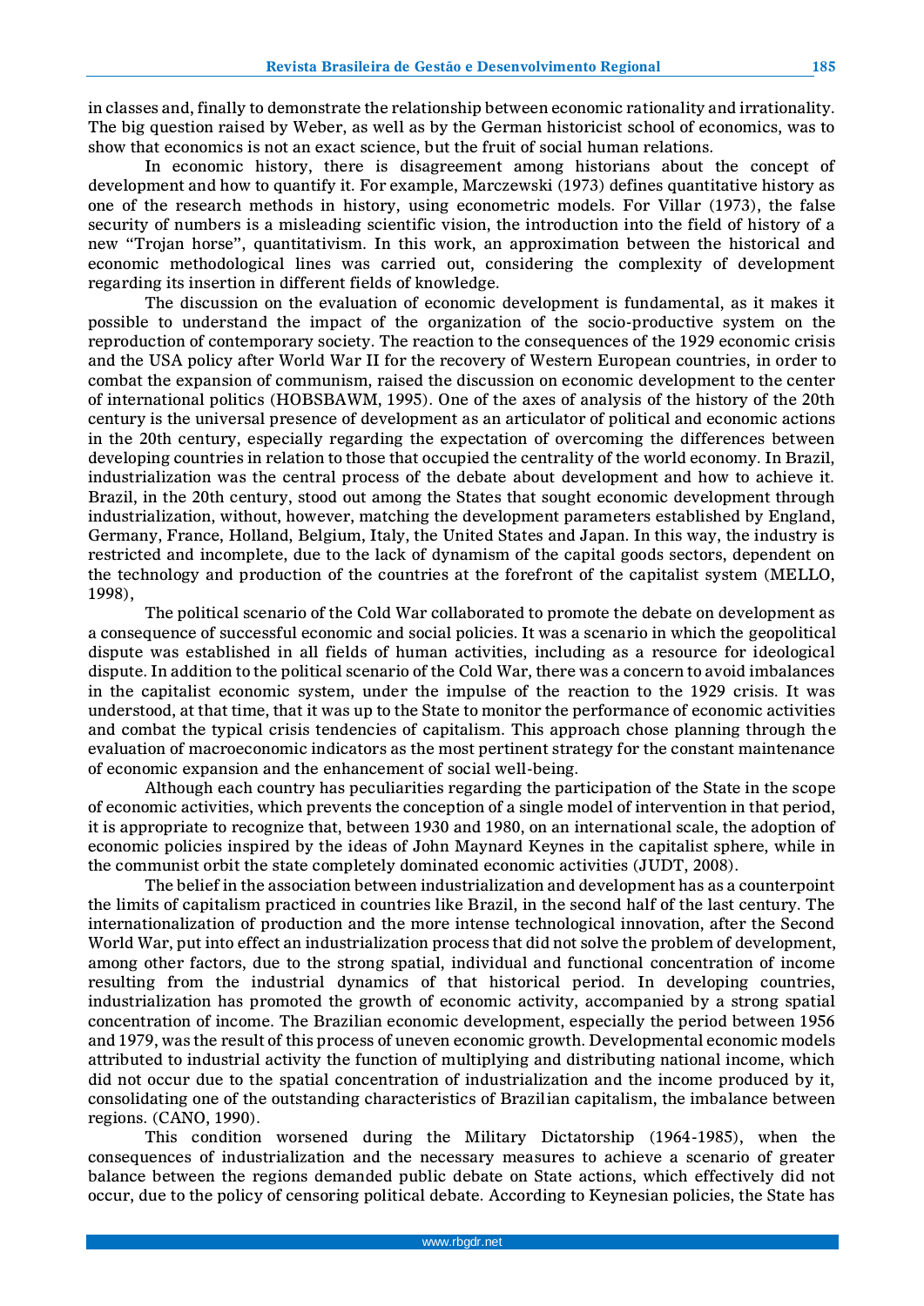in classes and, finally to demonstrate the relationship between economic rationality and irrationality. The big question raised by Weber, as well as by the German historicist school of economics, was to show that economics is not an exact science, but the fruit of social human relations.

In economic history, there is disagreement among historians about the concept of development and how to quantify it. For example, Marczewski (1973) defines quantitative history as one of the research methods in history, using econometric models. For Villar (1973), the false security of numbers is a misleading scientific vision, the introduction into the field of history of a new "Trojan horse", quantitativism. In this work, an approximation between the historical and economic methodological lines was carried out, considering the complexity of development regarding its insertion in different fields of knowledge.

The discussion on the evaluation of economic development is fundamental, as it makes it possible to understand the impact of the organization of the socio-productive system on the reproduction of contemporary society. The reaction to the consequences of the 1929 economic crisis and the USA policy after World War II for the recovery of Western European countries, in order to combat the expansion of communism, raised the discussion on economic development to the center of international politics (HOBSBAWM, 1995). One of the axes of analysis of the history of the 20th century is the universal presence of development as an articulator of political and economic actions in the 20th century, especially regarding the expectation of overcoming the differences between developing countries in relation to those that occupied the centrality of the world economy. In Brazil, industrialization was the central process of the debate about development and how to achieve it. Brazil, in the 20th century, stood out among the States that sought economic development through industrialization, without, however, matching the development parameters established by England, Germany, France, Holland, Belgium, Italy, the United States and Japan. In this way, the industry is restricted and incomplete, due to the lack of dynamism of the capital goods sectors, dependent on the technology and production of the countries at the forefront of the capitalist system (MELLO, 1998),

The political scenario of the Cold War collaborated to promote the debate on development as a consequence of successful economic and social policies. It was a scenario in which the geopolitical dispute was established in all fields of human activities, including as a resource for ideological dispute. In addition to the political scenario of the Cold War, there was a concern to avoid imbalances in the capitalist economic system, under the impulse of the reaction to the 1929 crisis. It was understood, at that time, that it was up to the State to monitor the performance of economic activities and combat the typical crisis tendencies of capitalism. This approach chose planning through the evaluation of macroeconomic indicators as the most pertinent strategy for the constant maintenance of economic expansion and the enhancement of social well-being.

Although each country has peculiarities regarding the participation of the State in the scope of economic activities, which prevents the conception of a single model of intervention in that period, it is appropriate to recognize that, between 1930 and 1980, on an international scale, the adoption of economic policies inspired by the ideas of John Maynard Keynes in the capitalist sphere, while in the communist orbit the state completely dominated economic activities (JUDT, 2008).

The belief in the association between industrialization and development has as a counterpoint the limits of capitalism practiced in countries like Brazil, in the second half of the last century. The internationalization of production and the more intense technological innovation, after the Second World War, put into effect an industrialization process that did not solve the problem of development, among other factors, due to the strong spatial, individual and functional concentration of income resulting from the industrial dynamics of that historical period. In developing countries, industrialization has promoted the growth of economic activity, accompanied by a strong spatial concentration of income. The Brazilian economic development, especially the period between 1956 and 1979, was the result of this process of uneven economic growth. Developmental economic models attributed to industrial activity the function of multiplying and distributing national income, which did not occur due to the spatial concentration of industrialization and the income produced by it, consolidating one of the outstanding characteristics of Brazilian capitalism, the imbalance between regions. (CANO, 1990).

This condition worsened during the Military Dictatorship (1964-1985), when the consequences of industrialization and the necessary measures to achieve a scenario of greater balance between the regions demanded public debate on State actions, which effectively did not occur, due to the policy of censoring political debate. According to Keynesian policies, the State has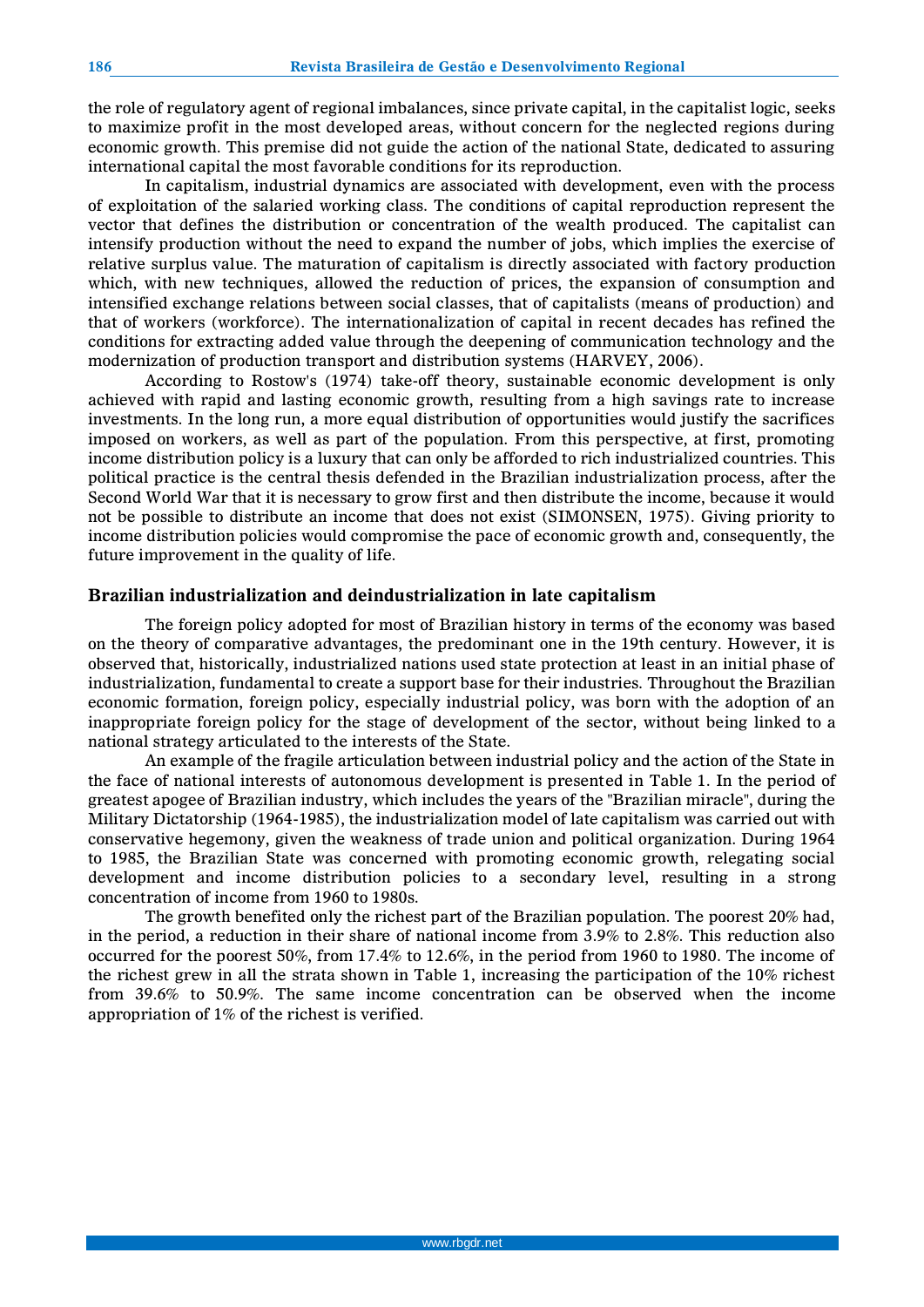the role of regulatory agent of regional imbalances, since private capital, in the capitalist logic, seeks to maximize profit in the most developed areas, without concern for the neglected regions during economic growth. This premise did not guide the action of the national State, dedicated to assuring international capital the most favorable conditions for its reproduction.

In capitalism, industrial dynamics are associated with development, even with the process of exploitation of the salaried working class. The conditions of capital reproduction represent the vector that defines the distribution or concentration of the wealth produced. The capitalist can intensify production without the need to expand the number of jobs, which implies the exercise of relative surplus value. The maturation of capitalism is directly associated with factory production which, with new techniques, allowed the reduction of prices, the expansion of consumption and intensified exchange relations between social classes, that of capitalists (means of production) and that of workers (workforce). The internationalization of capital in recent decades has refined the conditions for extracting added value through the deepening of communication technology and the modernization of production transport and distribution systems (HARVEY, 2006).

According to Rostow's (1974) take-off theory, sustainable economic development is only achieved with rapid and lasting economic growth, resulting from a high savings rate to increase investments. In the long run, a more equal distribution of opportunities would justify the sacrifices imposed on workers, as well as part of the population. From this perspective, at first, promoting income distribution policy is a luxury that can only be afforded to rich industrialized countries. This political practice is the central thesis defended in the Brazilian industrialization process, after the Second World War that it is necessary to grow first and then distribute the income, because it would not be possible to distribute an income that does not exist (SIMONSEN, 1975). Giving priority to income distribution policies would compromise the pace of economic growth and, consequently, the future improvement in the quality of life.

## Brazilian industrialization and deindustrialization in late capitalism

The foreign policy adopted for most of Brazilian history in terms of the economy was based on the theory of comparative advantages, the predominant one in the 19th century. However, it is observed that, historically, industrialized nations used state protection at least in an initial phase of industrialization, fundamental to create a support base for their industries. Throughout the Brazilian economic formation, foreign policy, especially industrial policy, was born with the adoption of an inappropriate foreign policy for the stage of development of the sector, without being linked to a national strategy articulated to the interests of the State.

An example of the fragile articulation between industrial policy and the action of the State in the face of national interests of autonomous development is presented in Table 1. In the period of greatest apogee of Brazilian industry, which includes the years of the "Brazilian miracle", during the Military Dictatorship (1964-1985), the industrialization model of late capitalism was carried out with conservative hegemony, given the weakness of trade union and political organization. During 1964 to 1985, the Brazilian State was concerned with promoting economic growth, relegating social development and income distribution policies to a secondary level, resulting in a strong concentration of income from 1960 to 1980s.

The growth benefited only the richest part of the Brazilian population. The poorest 20% had, in the period, a reduction in their share of national income from 3.9% to 2.8%. This reduction also occurred for the poorest 50%, from 17.4% to 12.6%, in the period from 1960 to 1980. The income of the richest grew in all the strata shown in Table 1, increasing the participation of the 10% richest from 39.6% to 50.9%. The same income concentration can be observed when the income appropriation of 1% of the richest is verified.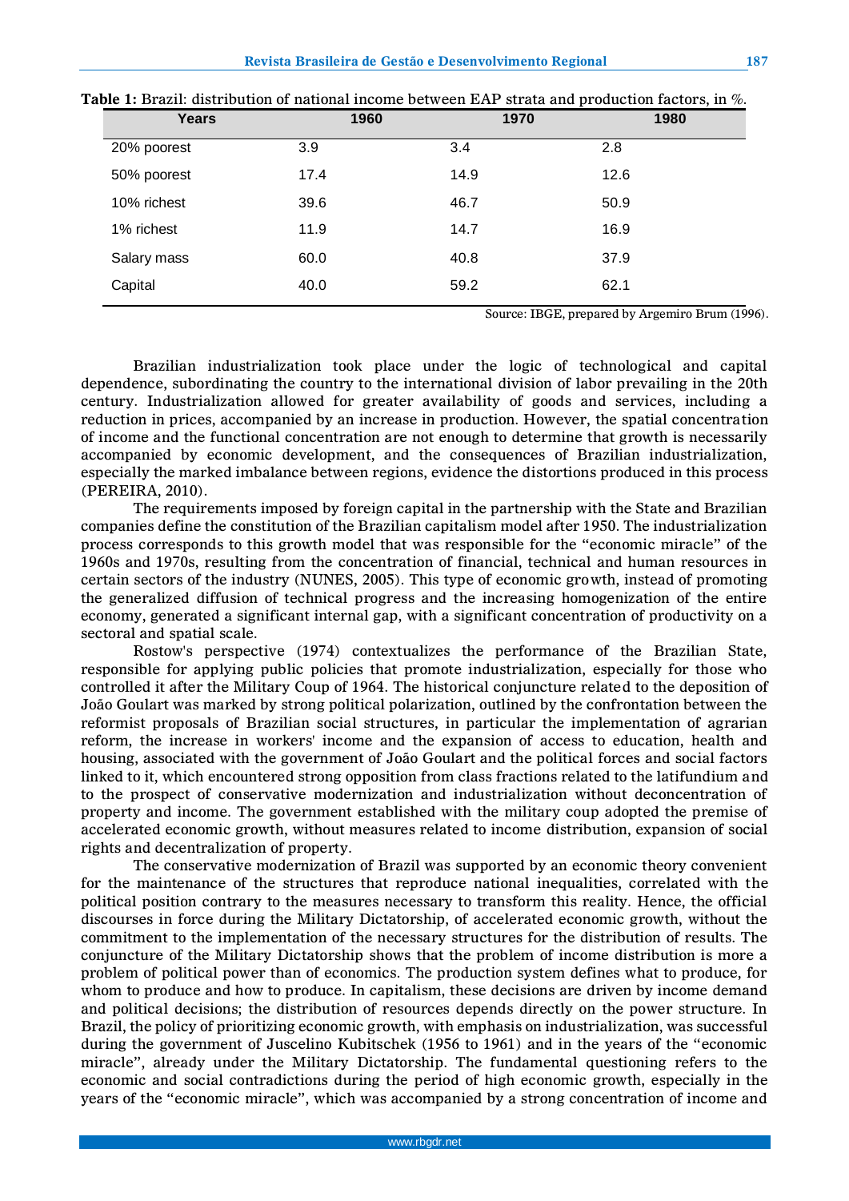**Table 1:** Brazil: distribution of national income between EAP strata and production factors, in %.

| Years | 1960 | 1970 | 1980 |
|---|---|---|---|
| 20% poorest | 3.9 | 3.4 | 2.8 |
| 50% poorest | 17.4 | 14.9 | 12.6 |
| 10% richest | 39.6 | 46.7 | 50.9 |
| 1% richest | 11.9 | 14.7 | 16.9 |
| Salary mass | 60.0 | 40.8 | 37.9 |
| Capital | 40.0 | 59.2 | 62.1 |

Source: IBGE, prepared by Argemiro Brum (1996).

Brazilian industrialization took place under the logic of technological and capital dependence, subordinating the country to the international division of labor prevailing in the 20th century. Industrialization allowed for greater availability of goods and services, including a reduction in prices, accompanied by an increase in production. However, the spatial concentration of income and the functional concentration are not enough to determine that growth is necessarily accompanied by economic development, and the consequences of Brazilian industrialization, especially the marked imbalance between regions, evidence the distortions produced in this process (PEREIRA, 2010).

The requirements imposed by foreign capital in the partnership with the State and Brazilian companies define the constitution of the Brazilian capitalism model after 1950. The industrialization process corresponds to this growth model that was responsible for the "economic miracle" of the 1960s and 1970s, resulting from the concentration of financial, technical and human resources in certain sectors of the industry (NUNES, 2005). This type of economic growth, instead of promoting the generalized diffusion of technical progress and the increasing homogenization of the entire economy, generated a significant internal gap, with a significant concentration of productivity on a sectoral and spatial scale.

Rostow's perspective (1974) contextualizes the performance of the Brazilian State, responsible for applying public policies that promote industrialization, especially for those who controlled it after the Military Coup of 1964. The historical conjuncture related to the deposition of João Goulart was marked by strong political polarization, outlined by the confrontation between the reformist proposals of Brazilian social structures, in particular the implementation of agrarian reform, the increase in workers' income and the expansion of access to education, health and housing, associated with the government of João Goulart and the political forces and social factors linked to it, which encountered strong opposition from class fractions related to the latifundium and to the prospect of conservative modernization and industrialization without deconcentration of property and income. The government established with the military coup adopted the premise of accelerated economic growth, without measures related to income distribution, expansion of social rights and decentralization of property.

The conservative modernization of Brazil was supported by an economic theory convenient for the maintenance of the structures that reproduce national inequalities, correlated with the political position contrary to the measures necessary to transform this reality. Hence, the official discourses in force during the Military Dictatorship, of accelerated economic growth, without the commitment to the implementation of the necessary structures for the distribution of results. The conjuncture of the Military Dictatorship shows that the problem of income distribution is more a problem of political power than of economics. The production system defines what to produce, for whom to produce and how to produce. In capitalism, these decisions are driven by income demand and political decisions; the distribution of resources depends directly on the power structure. In Brazil, the policy of prioritizing economic growth, with emphasis on industrialization, was successful during the government of Juscelino Kubitschek (1956 to 1961) and in the years of the "economic miracle", already under the Military Dictatorship. The fundamental questioning refers to the economic and social contradictions during the period of high economic growth, especially in the years of the "economic miracle", which was accompanied by a strong concentration of income and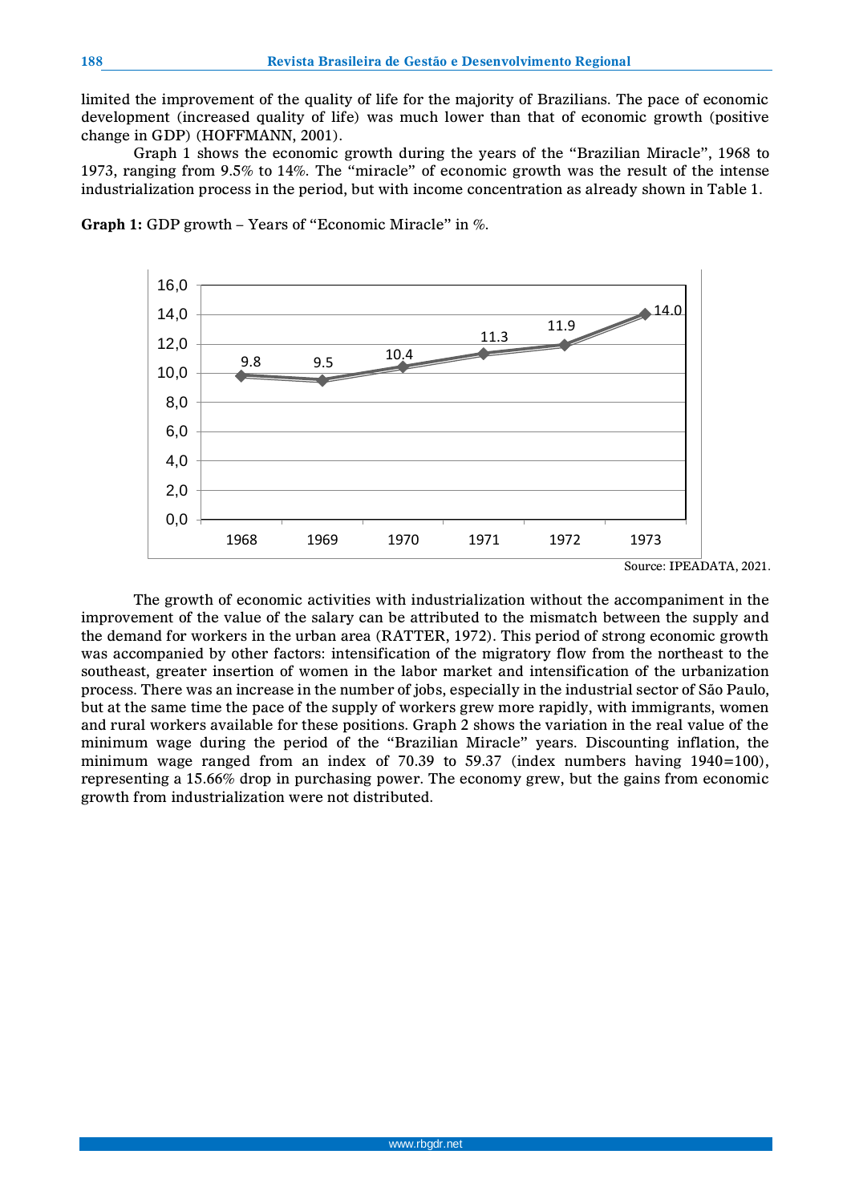limited the improvement of the quality of life for the majority of Brazilians. The pace of economic development (increased quality of life) was much lower than that of economic growth (positive change in GDP) (HOFFMANN, 2001).

Graph 1 shows the economic growth during the years of the "Brazilian Miracle", 1968 to 1973, ranging from 9.5% to 14%. The "miracle" of economic growth was the result of the intense industrialization process in the period, but with income concentration as already shown in Table 1.

**Graph 1:** GDP growth – Years of "Economic Miracle" in %.

| Year | GDP growth (%) |
|---|---|
| 1968 | 9.8 |
| 1969 | 9.5 |
| 1970 | 10.4 |
| 1971 | 11.3 |
| 1972 | 11.9 |
| 1973 | 14.0 |

Source: IPEADATA, 2021.

The growth of economic activities with industrialization without the accompaniment in the improvement of the value of the salary can be attributed to the mismatch between the supply and the demand for workers in the urban area (RATTER, 1972). This period of strong economic growth was accompanied by other factors: intensification of the migratory flow from the northeast to the southeast, greater insertion of women in the labor market and intensification of the urbanization process. There was an increase in the number of jobs, especially in the industrial sector of São Paulo, but at the same time the pace of the supply of workers grew more rapidly, with immigrants, women and rural workers available for these positions. Graph 2 shows the variation in the real value of the minimum wage during the period of the "Brazilian Miracle" years. Discounting inflation, the minimum wage ranged from an index of 70.39 to 59.37 (index numbers having 1940=100), representing a 15.66% drop in purchasing power. The economy grew, but the gains from economic growth from industrialization were not distributed.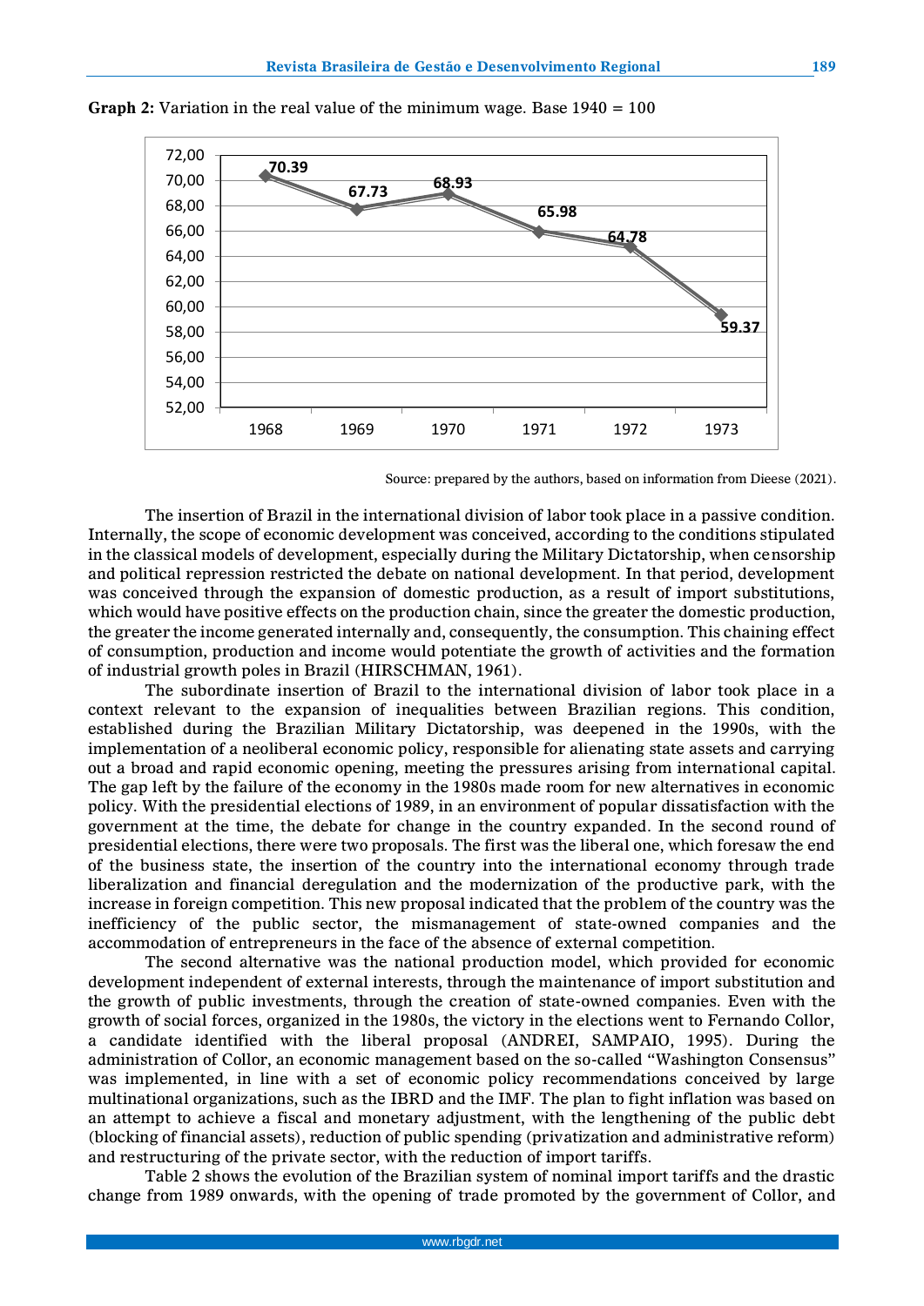**Graph 2:** Variation in the real value of the minimum wage. Base 1940 = 100

| Year | Value |
|---|---|
| 1968 | 70.39 |
| 1969 | 67.73 |
| 1970 | 68.93 |
| 1971 | 65.98 |
| 1972 | 64.78 |
| 1973 | 59.37 |

Source: prepared by the authors, based on information from Dieese (2021).

The insertion of Brazil in the international division of labor took place in a passive condition. Internally, the scope of economic development was conceived, according to the conditions stipulated in the classical models of development, especially during the Military Dictatorship, when censorship and political repression restricted the debate on national development. In that period, development was conceived through the expansion of domestic production, as a result of import substitutions, which would have positive effects on the production chain, since the greater the domestic production, the greater the income generated internally and, consequently, the consumption. This chaining effect of consumption, production and income would potentiate the growth of activities and the formation of industrial growth poles in Brazil (HIRSCHMAN, 1961).

The subordinate insertion of Brazil to the international division of labor took place in a context relevant to the expansion of inequalities between Brazilian regions. This condition, established during the Brazilian Military Dictatorship, was deepened in the 1990s, with the implementation of a neoliberal economic policy, responsible for alienating state assets and carrying out a broad and rapid economic opening, meeting the pressures arising from international capital. The gap left by the failure of the economy in the 1980s made room for new alternatives in economic policy. With the presidential elections of 1989, in an environment of popular dissatisfaction with the government at the time, the debate for change in the country expanded. In the second round of presidential elections, there were two proposals. The first was the liberal one, which foresaw the end of the business state, the insertion of the country into the international economy through trade liberalization and financial deregulation and the modernization of the productive park, with the increase in foreign competition. This new proposal indicated that the problem of the country was the inefficiency of the public sector, the mismanagement of state-owned companies and the accommodation of entrepreneurs in the face of the absence of external competition.

The second alternative was the national production model, which provided for economic development independent of external interests, through the maintenance of import substitution and the growth of public investments, through the creation of state-owned companies. Even with the growth of social forces, organized in the 1980s, the victory in the elections went to Fernando Collor, a candidate identified with the liberal proposal (ANDREI, SAMPAIO, 1995). During the administration of Collor, an economic management based on the so-called "Washington Consensus" was implemented, in line with a set of economic policy recommendations conceived by large multinational organizations, such as the IBRD and the IMF. The plan to fight inflation was based on an attempt to achieve a fiscal and monetary adjustment, with the lengthening of the public debt (blocking of financial assets), reduction of public spending (privatization and administrative reform) and restructuring of the private sector, with the reduction of import tariffs.

Table 2 shows the evolution of the Brazilian system of nominal import tariffs and the drastic change from 1989 onwards, with the opening of trade promoted by the government of Collor, and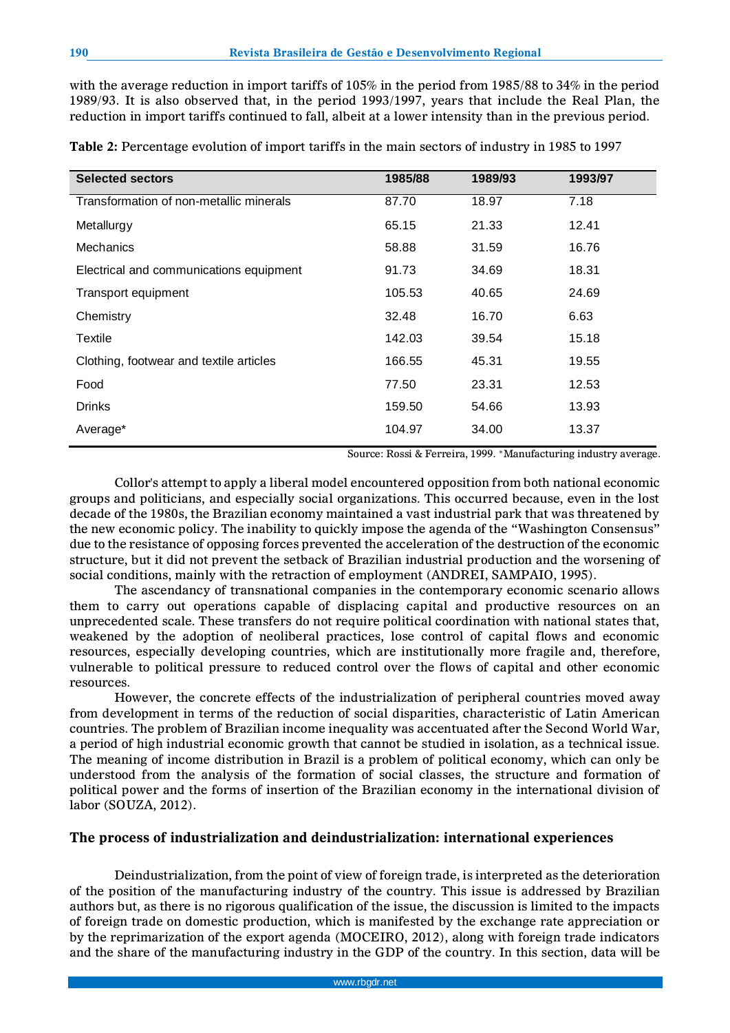with the average reduction in import tariffs of 105% in the period from 1985/88 to 34% in the period 1989/93. It is also observed that, in the period 1993/1997, years that include the Real Plan, the reduction in import tariffs continued to fall, albeit at a lower intensity than in the previous period.

**Table 2:** Percentage evolution of import tariffs in the main sectors of industry in 1985 to 1997

| Selected sectors | 1985/88 | 1989/93 | 1993/97 |
|---|---|---|---|
| Transformation of non-metallic minerals | 87.70 | 18.97 | 7.18 |
| Metallurgy | 65.15 | 21.33 | 12.41 |
| Mechanics | 58.88 | 31.59 | 16.76 |
| Electrical and communications equipment | 91.73 | 34.69 | 18.31 |
| Transport equipment | 105.53 | 40.65 | 24.69 |
| Chemistry | 32.48 | 16.70 | 6.63 |
| Textile | 142.03 | 39.54 | 15.18 |
| Clothing, footwear and textile articles | 166.55 | 45.31 | 19.55 |
| Food | 77.50 | 23.31 | 12.53 |
| Drinks | 159.50 | 54.66 | 13.93 |
| Average* | 104.97 | 34.00 | 13.37 |

Source: Rossi & Ferreira, 1999. *Manufacturing industry average.

Collor's attempt to apply a liberal model encountered opposition from both national economic groups and politicians, and especially social organizations. This occurred because, even in the lost decade of the 1980s, the Brazilian economy maintained a vast industrial park that was threatened by the new economic policy. The inability to quickly impose the agenda of the "Washington Consensus" due to the resistance of opposing forces prevented the acceleration of the destruction of the economic structure, but it did not prevent the setback of Brazilian industrial production and the worsening of social conditions, mainly with the retraction of employment (ANDREI, SAMPAIO, 1995).

The ascendancy of transnational companies in the contemporary economic scenario allows them to carry out operations capable of displacing capital and productive resources on an unprecedented scale. These transfers do not require political coordination with national states that, weakened by the adoption of neoliberal practices, lose control of capital flows and economic resources, especially developing countries, which are institutionally more fragile and, therefore, vulnerable to political pressure to reduced control over the flows of capital and other economic resources.

However, the concrete effects of the industrialization of peripheral countries moved away from development in terms of the reduction of social disparities, characteristic of Latin American countries. The problem of Brazilian income inequality was accentuated after the Second World War, a period of high industrial economic growth that cannot be studied in isolation, as a technical issue. The meaning of income distribution in Brazil is a problem of political economy, which can only be understood from the analysis of the formation of social classes, the structure and formation of political power and the forms of insertion of the Brazilian economy in the international division of labor (SOUZA, 2012).

## The process of industrialization and deindustrialization: international experiences

Deindustrialization, from the point of view of foreign trade, is interpreted as the deterioration of the position of the manufacturing industry of the country. This issue is addressed by Brazilian authors but, as there is no rigorous qualification of the issue, the discussion is limited to the impacts of foreign trade on domestic production, which is manifested by the exchange rate appreciation or by the reprimarization of the export agenda (MOCEIRO, 2012), along with foreign trade indicators and the share of the manufacturing industry in the GDP of the country. In this section, data will be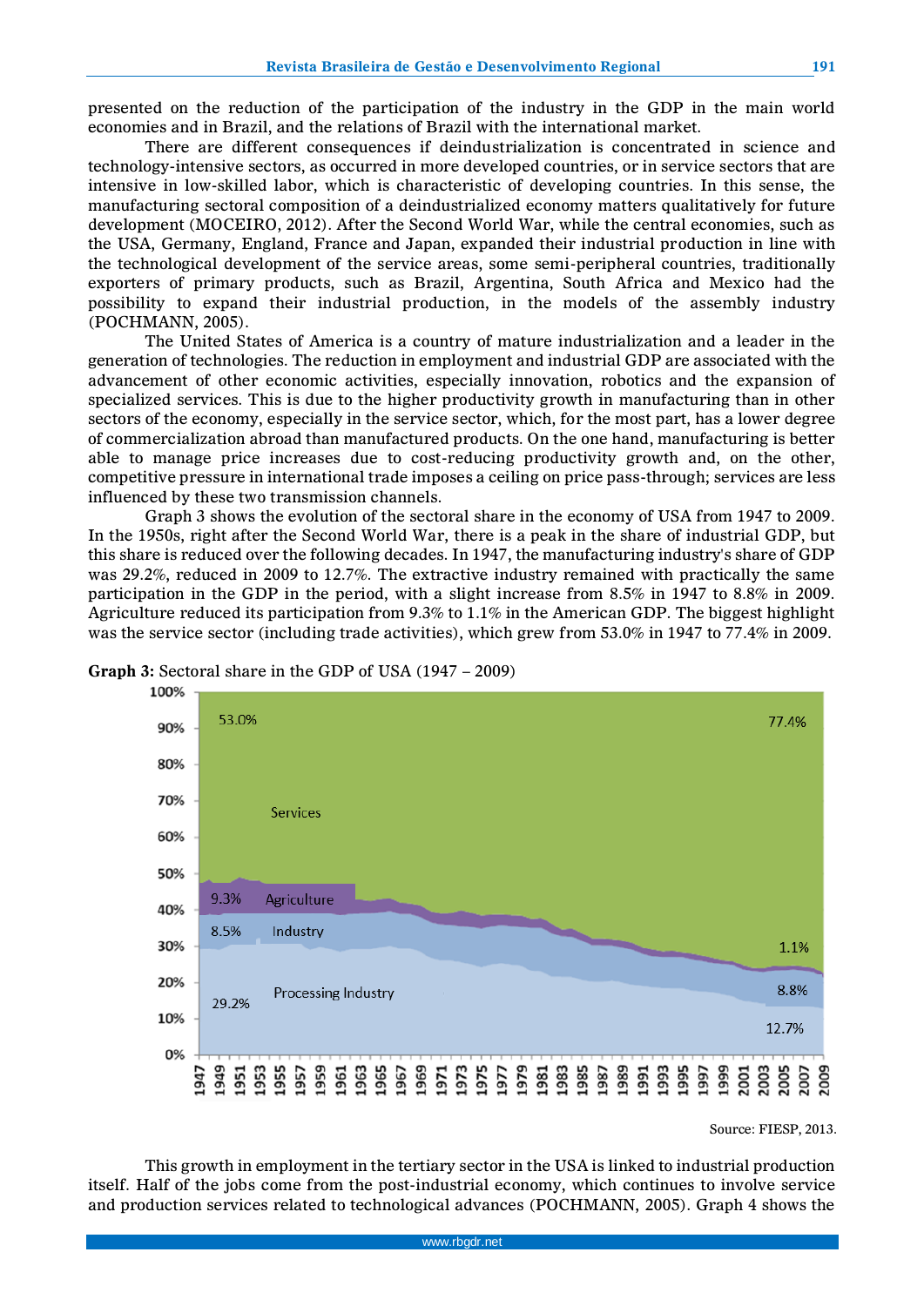presented on the reduction of the participation of the industry in the GDP in the main world economies and in Brazil, and the relations of Brazil with the international market.

There are different consequences if deindustrialization is concentrated in science and technology-intensive sectors, as occurred in more developed countries, or in service sectors that are intensive in low-skilled labor, which is characteristic of developing countries. In this sense, the manufacturing sectoral composition of a deindustrialized economy matters qualitatively for future development (MOCEIRO, 2012). After the Second World War, while the central economies, such as the USA, Germany, England, France and Japan, expanded their industrial production in line with the technological development of the service areas, some semi-peripheral countries, traditionally exporters of primary products, such as Brazil, Argentina, South Africa and Mexico had the possibility to expand their industrial production, in the models of the assembly industry (POCHMANN, 2005).

The United States of America is a country of mature industrialization and a leader in the generation of technologies. The reduction in employment and industrial GDP are associated with the advancement of other economic activities, especially innovation, robotics and the expansion of specialized services. This is due to the higher productivity growth in manufacturing than in other sectors of the economy, especially in the service sector, which, for the most part, has a lower degree of commercialization abroad than manufactured products. On the one hand, manufacturing is better able to manage price increases due to cost-reducing productivity growth and, on the other, competitive pressure in international trade imposes a ceiling on price pass-through; services are less influenced by these two transmission channels.

Graph 3 shows the evolution of the sectoral share in the economy of USA from 1947 to 2009. In the 1950s, right after the Second World War, there is a peak in the share of industrial GDP, but this share is reduced over the following decades. In 1947, the manufacturing industry's share of GDP was 29.2%, reduced in 2009 to 12.7%. The extractive industry remained with practically the same participation in the GDP in the period, with a slight increase from 8.5% in 1947 to 8.8% in 2009. Agriculture reduced its participation from 9.3% to 1.1% in the American GDP. The biggest highlight was the service sector (including trade activities), which grew from 53.0% in 1947 to 77.4% in 2009.

**Graph 3:** Sectoral share in the GDP of USA (1947 – 2009)

Source: FIESP, 2013.

This growth in employment in the tertiary sector in the USA is linked to industrial production itself. Half of the jobs come from the post-industrial economy, which continues to involve service and production services related to technological advances (POCHMANN, 2005). Graph 4 shows the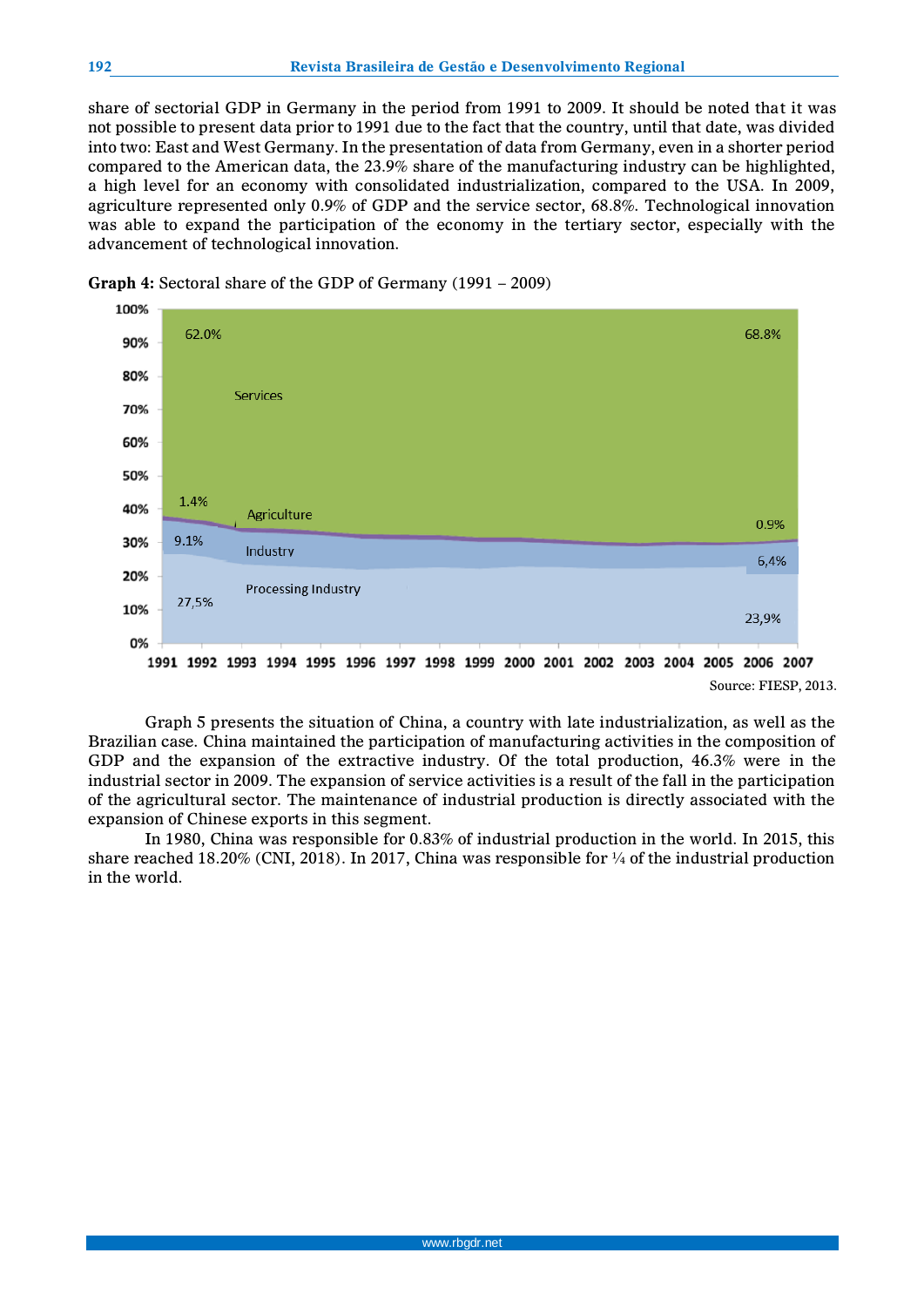share of sectorial GDP in Germany in the period from 1991 to 2009. It should be noted that it was not possible to present data prior to 1991 due to the fact that the country, until that date, was divided into two: East and West Germany. In the presentation of data from Germany, even in a shorter period compared to the American data, the 23.9% share of the manufacturing industry can be highlighted, a high level for an economy with consolidated industrialization, compared to the USA. In 2009, agriculture represented only 0.9% of GDP and the service sector, 68.8%. Technological innovation was able to expand the participation of the economy in the tertiary sector, especially with the advancement of technological innovation.

**Graph 4:** Sectoral share of the GDP of Germany (1991 – 2009)

Source: FIESP, 2013.

Graph 5 presents the situation of China, a country with late industrialization, as well as the Brazilian case. China maintained the participation of manufacturing activities in the composition of GDP and the expansion of the extractive industry. Of the total production, 46.3% were in the industrial sector in 2009. The expansion of service activities is a result of the fall in the participation of the agricultural sector. The maintenance of industrial production is directly associated with the expansion of Chinese exports in this segment.

In 1980, China was responsible for 0.83% of industrial production in the world. In 2015, this share reached 18.20% (CNI, 2018). In 2017, China was responsible for ¼ of the industrial production in the world.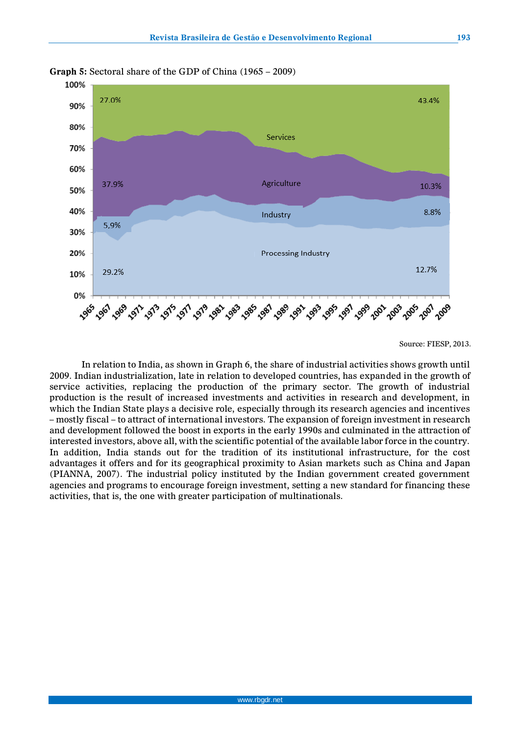**Graph 5:** Sectoral share of the GDP of China (1965 – 2009)

Source: FIESP, 2013.

In relation to India, as shown in Graph 6, the share of industrial activities shows growth until 2009. Indian industrialization, late in relation to developed countries, has expanded in the growth of service activities, replacing the production of the primary sector. The growth of industrial production is the result of increased investments and activities in research and development, in which the Indian State plays a decisive role, especially through its research agencies and incentives – mostly fiscal – to attract of international investors. The expansion of foreign investment in research and development followed the boost in exports in the early 1990s and culminated in the attraction of interested investors, above all, with the scientific potential of the available labor force in the country. In addition, India stands out for the tradition of its institutional infrastructure, for the cost advantages it offers and for its geographical proximity to Asian markets such as China and Japan (PIANNA, 2007). The industrial policy instituted by the Indian government created government agencies and programs to encourage foreign investment, setting a new standard for financing these activities, that is, the one with greater participation of multinationals.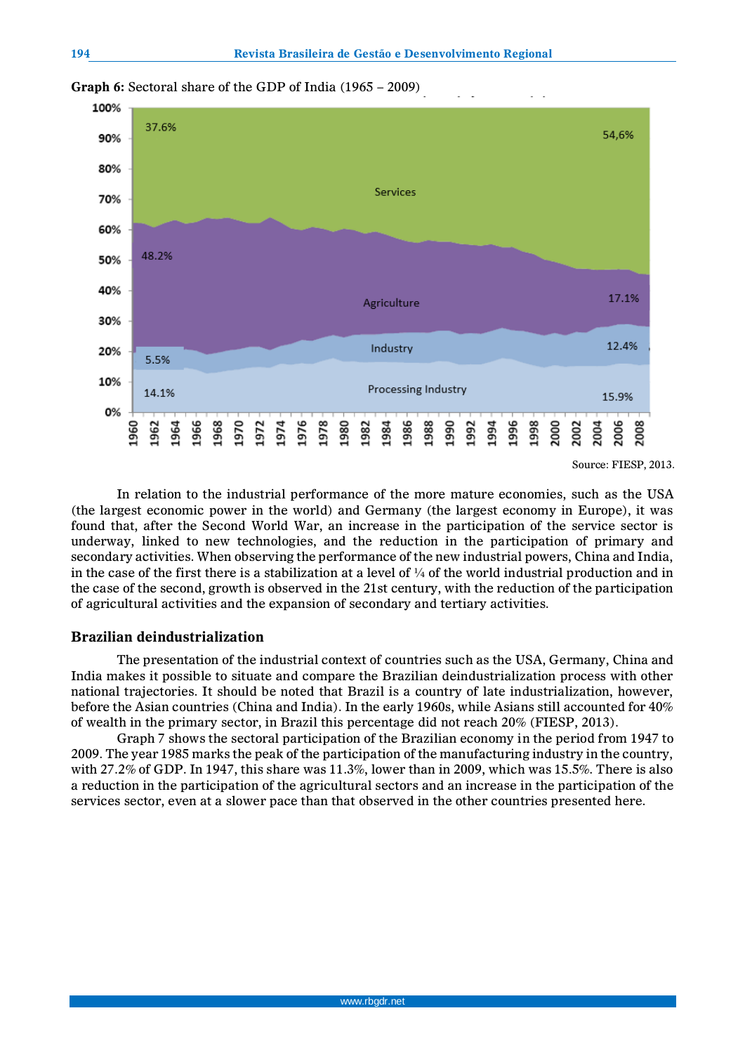**Graph 6:** Sectoral share of the GDP of India (1965 – 2009)

Source: FIESP, 2013.

In relation to the industrial performance of the more mature economies, such as the USA (the largest economic power in the world) and Germany (the largest economy in Europe), it was found that, after the Second World War, an increase in the participation of the service sector is underway, linked to new technologies, and the reduction in the participation of primary and secondary activities. When observing the performance of the new industrial powers, China and India, in the case of the first there is a stabilization at a level of ¼ of the world industrial production and in the case of the second, growth is observed in the 21st century, with the reduction of the participation of agricultural activities and the expansion of secondary and tertiary activities.

## Brazilian deindustrialization

The presentation of the industrial context of countries such as the USA, Germany, China and India makes it possible to situate and compare the Brazilian deindustrialization process with other national trajectories. It should be noted that Brazil is a country of late industrialization, however, before the Asian countries (China and India). In the early 1960s, while Asians still accounted for 40% of wealth in the primary sector, in Brazil this percentage did not reach 20% (FIESP, 2013).

Graph 7 shows the sectoral participation of the Brazilian economy in the period from 1947 to 2009. The year 1985 marks the peak of the participation of the manufacturing industry in the country, with 27.2% of GDP. In 1947, this share was 11.3%, lower than in 2009, which was 15.5%. There is also a reduction in the participation of the agricultural sectors and an increase in the participation of the services sector, even at a slower pace than that observed in the other countries presented here.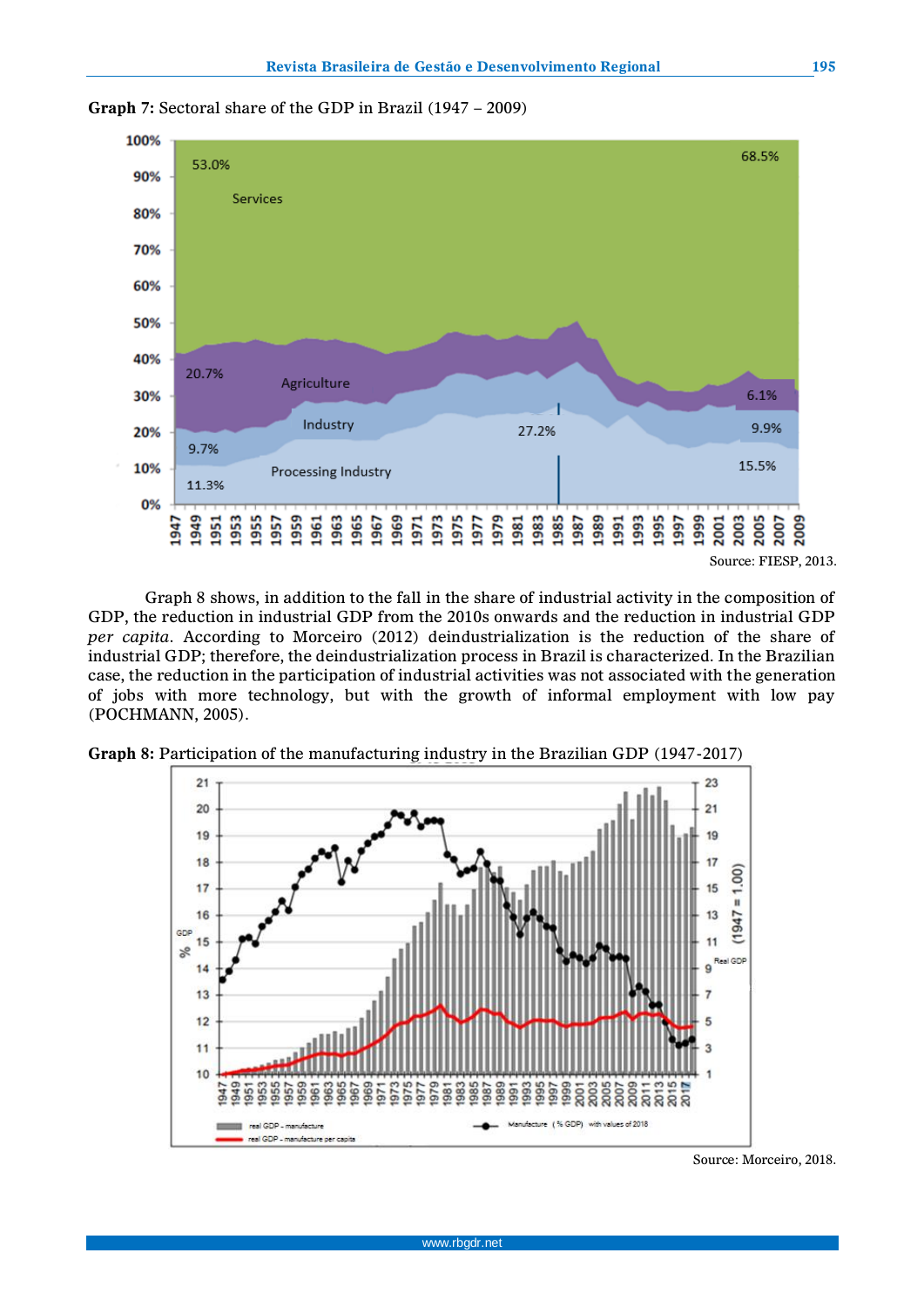**Graph 7:** Sectoral share of the GDP in Brazil (1947 – 2009)

Source: FIESP, 2013.

Graph 8 shows, in addition to the fall in the share of industrial activity in the composition of GDP, the reduction in industrial GDP from the 2010s onwards and the reduction in industrial GDP *per capita*. According to Morceiro (2012) deindustrialization is the reduction of the share of industrial GDP; therefore, the deindustrialization process in Brazil is characterized. In the Brazilian case, the reduction in the participation of industrial activities was not associated with the generation of jobs with more technology, but with the growth of informal employment with low pay (POCHMANN, 2005).

**Graph 8:** Participation of the manufacturing industry in the Brazilian GDP (1947-2017)

Source: Morceiro, 2018.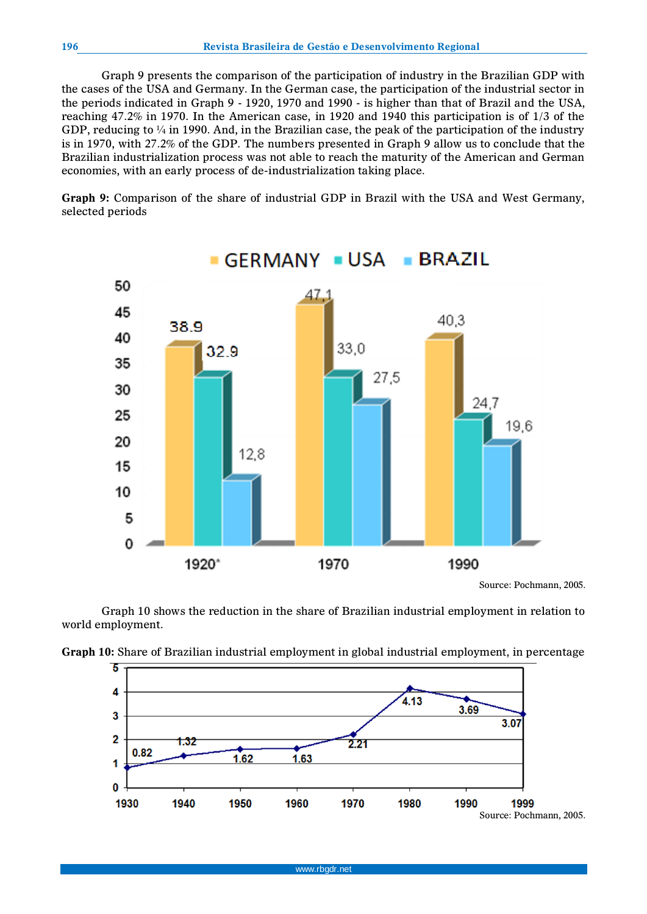Graph 9 presents the comparison of the participation of industry in the Brazilian GDP with the cases of the USA and Germany. In the German case, the participation of the industrial sector in the periods indicated in Graph 9 - 1920, 1970 and 1990 - is higher than that of Brazil and the USA, reaching 47.2% in 1970. In the American case, in 1920 and 1940 this participation is of 1/3 of the GDP, reducing to ¼ in 1990. And, in the Brazilian case, the peak of the participation of the industry is in 1970, with 27.2% of the GDP. The numbers presented in Graph 9 allow us to conclude that the Brazilian industrialization process was not able to reach the maturity of the American and German economies, with an early process of de-industrialization taking place.

**Graph 9:** Comparison of the share of industrial GDP in Brazil with the USA and West Germany, selected periods

| | GERMANY | USA | BRAZIL |
|---|---|---|---|
| 1920* | 38.9 | 32.9 | 12,8 |
| 1970 | 47,1 | 33,0 | 27,5 |
| 1990 | 40,3 | 24,7 | 19,6 |

Source: Pochmann, 2005.

Graph 10 shows the reduction in the share of Brazilian industrial employment in relation to world employment.

**Graph 10:** Share of Brazilian industrial employment in global industrial employment, in percentage

| 1930 | 1940 | 1950 | 1960 | 1970 | 1980 | 1990 | 1999 |
|---|---|---|---|---|---|---|---|
| 0.82 | 1.32 | 1.62 | 1.63 | 2.21 | 4.13 | 3.69 | 3.07 |

Source: Pochmann, 2005.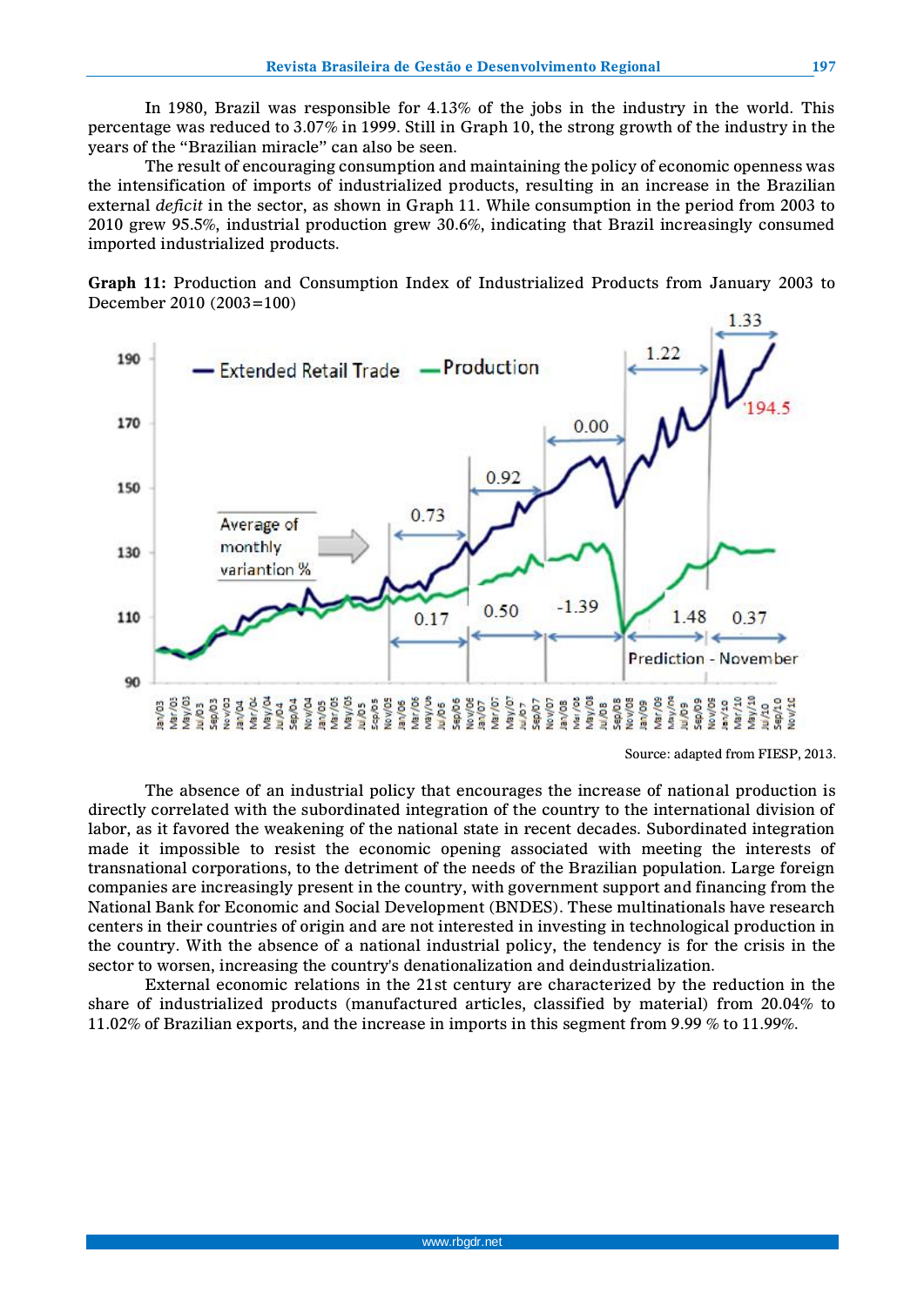In 1980, Brazil was responsible for 4.13% of the jobs in the industry in the world. This percentage was reduced to 3.07% in 1999. Still in Graph 10, the strong growth of the industry in the years of the "Brazilian miracle" can also be seen.

The result of encouraging consumption and maintaining the policy of economic openness was the intensification of imports of industrialized products, resulting in an increase in the Brazilian external *deficit* in the sector, as shown in Graph 11. While consumption in the period from 2003 to 2010 grew 95.5%, industrial production grew 30.6%, indicating that Brazil increasingly consumed imported industrialized products.

**Graph 11:** Production and Consumption Index of Industrialized Products from January 2003 to December 2010 (2003=100)

Source: adapted from FIESP, 2013.

The absence of an industrial policy that encourages the increase of national production is directly correlated with the subordinated integration of the country to the international division of labor, as it favored the weakening of the national state in recent decades. Subordinated integration made it impossible to resist the economic opening associated with meeting the interests of transnational corporations, to the detriment of the needs of the Brazilian population. Large foreign companies are increasingly present in the country, with government support and financing from the National Bank for Economic and Social Development (BNDES). These multinationals have research centers in their countries of origin and are not interested in investing in technological production in the country. With the absence of a national industrial policy, the tendency is for the crisis in the sector to worsen, increasing the country's denationalization and deindustrialization.

External economic relations in the 21st century are characterized by the reduction in the share of industrialized products (manufactured articles, classified by material) from 20.04% to 11.02% of Brazilian exports, and the increase in imports in this segment from 9.99 % to 11.99%.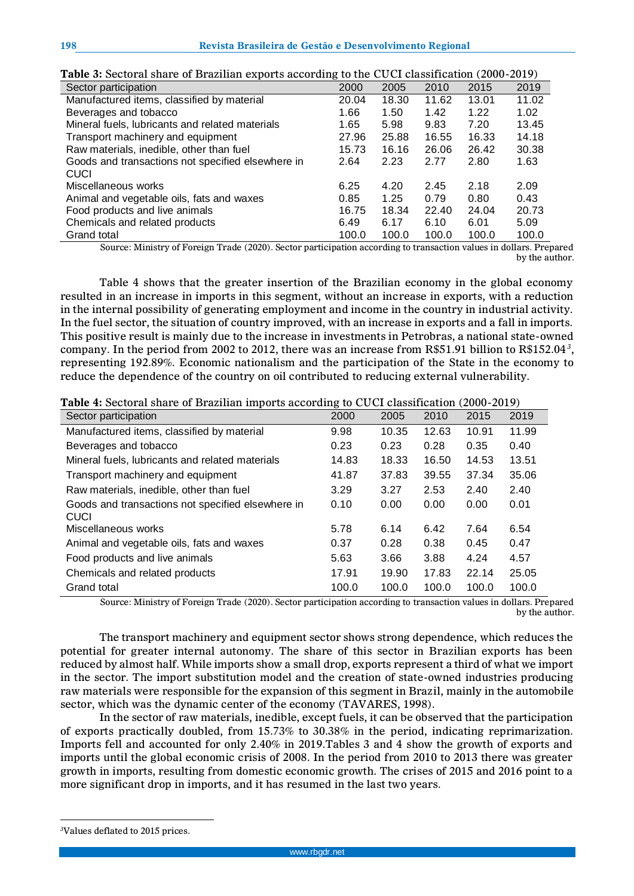**Table 3:** Sectoral share of Brazilian exports according to the CUCI classification (2000-2019)

| Sector participation | 2000 | 2005 | 2010 | 2015 | 2019 |
|---|---|---|---|---|---|
| Manufactured items, classified by material | 20.04 | 18.30 | 11.62 | 13.01 | 11.02 |
| Beverages and tobacco | 1.66 | 1.50 | 1.42 | 1.22 | 1.02 |
| Mineral fuels, lubricants and related materials | 1.65 | 5.98 | 9.83 | 7.20 | 13.45 |
| Transport machinery and equipment | 27.96 | 25.88 | 16.55 | 16.33 | 14.18 |
| Raw materials, inedible, other than fuel | 15.73 | 16.16 | 26.06 | 26.42 | 30.38 |
| Goods and transactions not specified elsewhere in CUCI | 2.64 | 2.23 | 2.77 | 2.80 | 1.63 |
| Miscellaneous works | 6.25 | 4.20 | 2.45 | 2.18 | 2.09 |
| Animal and vegetable oils, fats and waxes | 0.85 | 1.25 | 0.79 | 0.80 | 0.43 |
| Food products and live animals | 16.75 | 18.34 | 22.40 | 24.04 | 20.73 |
| Chemicals and related products | 6.49 | 6.17 | 6.10 | 6.01 | 5.09 |
| Grand total | 100.0 | 100.0 | 100.0 | 100.0 | 100.0 |

Source: Ministry of Foreign Trade (2020). Sector participation according to transaction values in dollars. Prepared by the author.

Table 4 shows that the greater insertion of the Brazilian economy in the global economy resulted in an increase in imports in this segment, without an increase in exports, with a reduction in the internal possibility of generating employment and income in the country in industrial activity. In the fuel sector, the situation of country improved, with an increase in exports and a fall in imports. This positive result is mainly due to the increase in investments in Petrobras, a national state-owned company. In the period from 2002 to 2012, there was an increase from R$51.91 billion to R$152.04[3], representing 192.89%. Economic nationalism and the participation of the State in the economy to reduce the dependence of the country on oil contributed to reducing external vulnerability.

**Table 4:** Sectoral share of Brazilian imports according to CUCI classification (2000-2019)

| Sector participation | 2000 | 2005 | 2010 | 2015 | 2019 |
|---|---|---|---|---|---|
| Manufactured items, classified by material | 9.98 | 10.35 | 12.63 | 10.91 | 11.99 |
| Beverages and tobacco | 0.23 | 0.23 | 0.28 | 0.35 | 0.40 |
| Mineral fuels, lubricants and related materials | 14.83 | 18.33 | 16.50 | 14.53 | 13.51 |
| Transport machinery and equipment | 41.87 | 37.83 | 39.55 | 37.34 | 35.06 |
| Raw materials, inedible, other than fuel | 3.29 | 3.27 | 2.53 | 2.40 | 2.40 |
| Goods and transactions not specified elsewhere in CUCI | 0.10 | 0.00 | 0.00 | 0.00 | 0.01 |
| Miscellaneous works | 5.78 | 6.14 | 6.42 | 7.64 | 6.54 |
| Animal and vegetable oils, fats and waxes | 0.37 | 0.28 | 0.38 | 0.45 | 0.47 |
| Food products and live animals | 5.63 | 3.66 | 3.88 | 4.24 | 4.57 |
| Chemicals and related products | 17.91 | 19.90 | 17.83 | 22.14 | 25.05 |
| Grand total | 100.0 | 100.0 | 100.0 | 100.0 | 100.0 |

Source: Ministry of Foreign Trade (2020). Sector participation according to transaction values in dollars. Prepared by the author.

The transport machinery and equipment sector shows strong dependence, which reduces the potential for greater internal autonomy. The share of this sector in Brazilian exports has been reduced by almost half. While imports show a small drop, exports represent a third of what we import in the sector. The import substitution model and the creation of state-owned industries producing raw materials were responsible for the expansion of this segment in Brazil, mainly in the automobile sector, which was the dynamic center of the economy (TAVARES, 1998).

In the sector of raw materials, inedible, except fuels, it can be observed that the participation of exports practically doubled, from 15.73% to 30.38% in the period, indicating reprimarization. Imports fell and accounted for only 2.40% in 2019.Tables 3 and 4 show the growth of exports and imports until the global economic crisis of 2008. In the period from 2010 to 2013 there was greater growth in imports, resulting from domestic economic growth. The crises of 2015 and 2016 point to a more significant drop in imports, and it has resumed in the last two years.

[3]Values deflated to 2015 prices.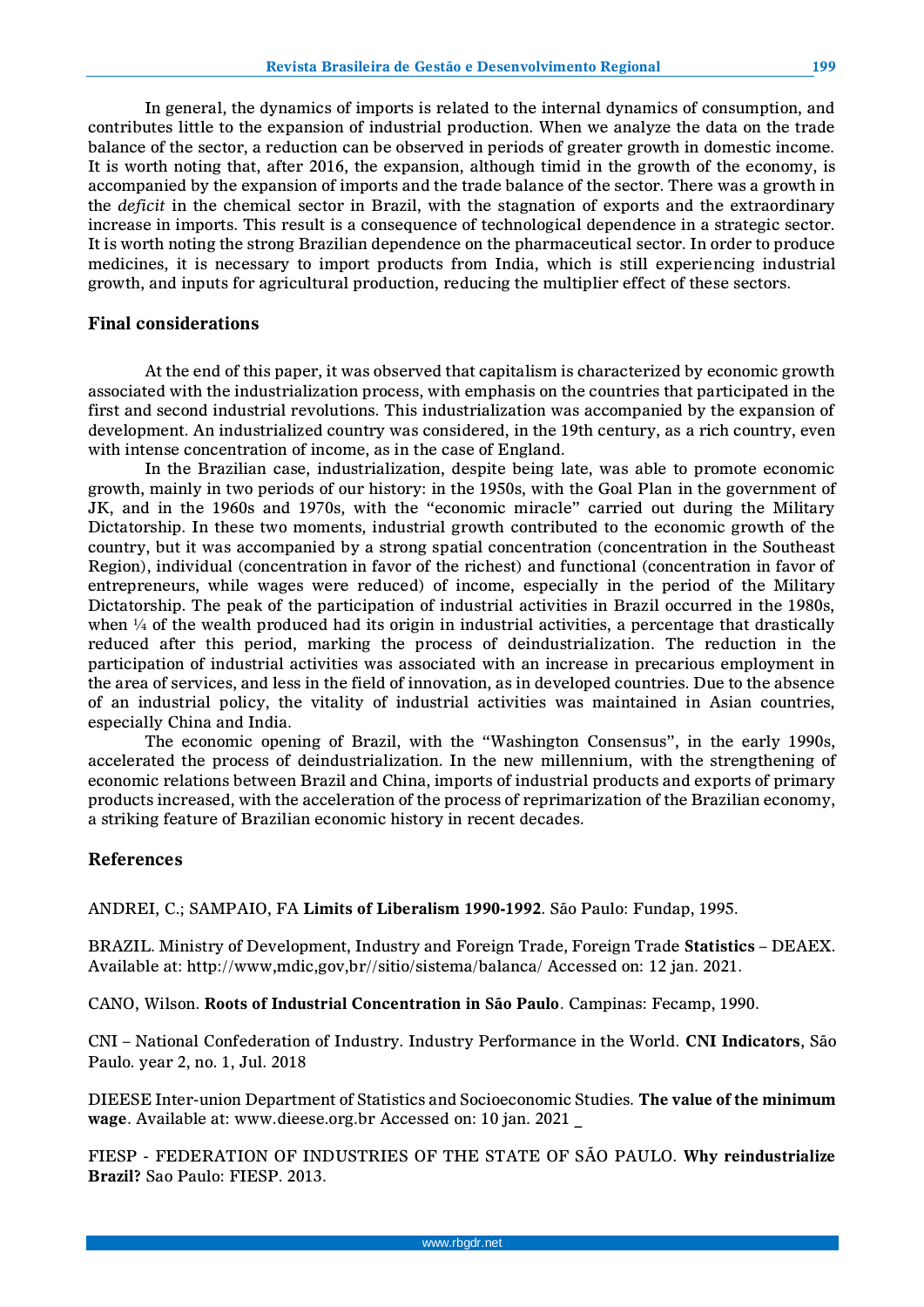In general, the dynamics of imports is related to the internal dynamics of consumption, and contributes little to the expansion of industrial production. When we analyze the data on the trade balance of the sector, a reduction can be observed in periods of greater growth in domestic income. It is worth noting that, after 2016, the expansion, although timid in the growth of the economy, is accompanied by the expansion of imports and the trade balance of the sector. There was a growth in the *deficit* in the chemical sector in Brazil, with the stagnation of exports and the extraordinary increase in imports. This result is a consequence of technological dependence in a strategic sector. It is worth noting the strong Brazilian dependence on the pharmaceutical sector. In order to produce medicines, it is necessary to import products from India, which is still experiencing industrial growth, and inputs for agricultural production, reducing the multiplier effect of these sectors.

## Final considerations

At the end of this paper, it was observed that capitalism is characterized by economic growth associated with the industrialization process, with emphasis on the countries that participated in the first and second industrial revolutions. This industrialization was accompanied by the expansion of development. An industrialized country was considered, in the 19th century, as a rich country, even with intense concentration of income, as in the case of England.

In the Brazilian case, industrialization, despite being late, was able to promote economic growth, mainly in two periods of our history: in the 1950s, with the Goal Plan in the government of JK, and in the 1960s and 1970s, with the "economic miracle" carried out during the Military Dictatorship. In these two moments, industrial growth contributed to the economic growth of the country, but it was accompanied by a strong spatial concentration (concentration in the Southeast Region), individual (concentration in favor of the richest) and functional (concentration in favor of entrepreneurs, while wages were reduced) of income, especially in the period of the Military Dictatorship. The peak of the participation of industrial activities in Brazil occurred in the 1980s, when ¼ of the wealth produced had its origin in industrial activities, a percentage that drastically reduced after this period, marking the process of deindustrialization. The reduction in the participation of industrial activities was associated with an increase in precarious employment in the area of services, and less in the field of innovation, as in developed countries. Due to the absence of an industrial policy, the vitality of industrial activities was maintained in Asian countries, especially China and India.

The economic opening of Brazil, with the "Washington Consensus", in the early 1990s, accelerated the process of deindustrialization. In the new millennium, with the strengthening of economic relations between Brazil and China, imports of industrial products and exports of primary products increased, with the acceleration of the process of reprimarization of the Brazilian economy, a striking feature of Brazilian economic history in recent decades.

## References

ANDREI, C.; SAMPAIO, FA **Limits of Liberalism 1990-1992**. São Paulo: Fundap, 1995.

BRAZIL. Ministry of Development, Industry and Foreign Trade, Foreign Trade **Statistics** – DEAEX. Available at: http://www,mdic,gov,br//sitio/sistema/balanca/ Accessed on: 12 jan. 2021.

CANO, Wilson. **Roots of Industrial Concentration in São Paulo**. Campinas: Fecamp, 1990.

CNI – National Confederation of Industry. Industry Performance in the World. **CNI Indicators**, São Paulo. year 2, no. 1, Jul. 2018

DIEESE Inter-union Department of Statistics and Socioeconomic Studies. **The value of the minimum wage**. Available at: www.dieese.org.br Accessed on: 10 jan. 2021 _

FIESP - FEDERATION OF INDUSTRIES OF THE STATE OF SÃO PAULO. **Why reindustrialize Brazil?** Sao Paulo: FIESP. 2013.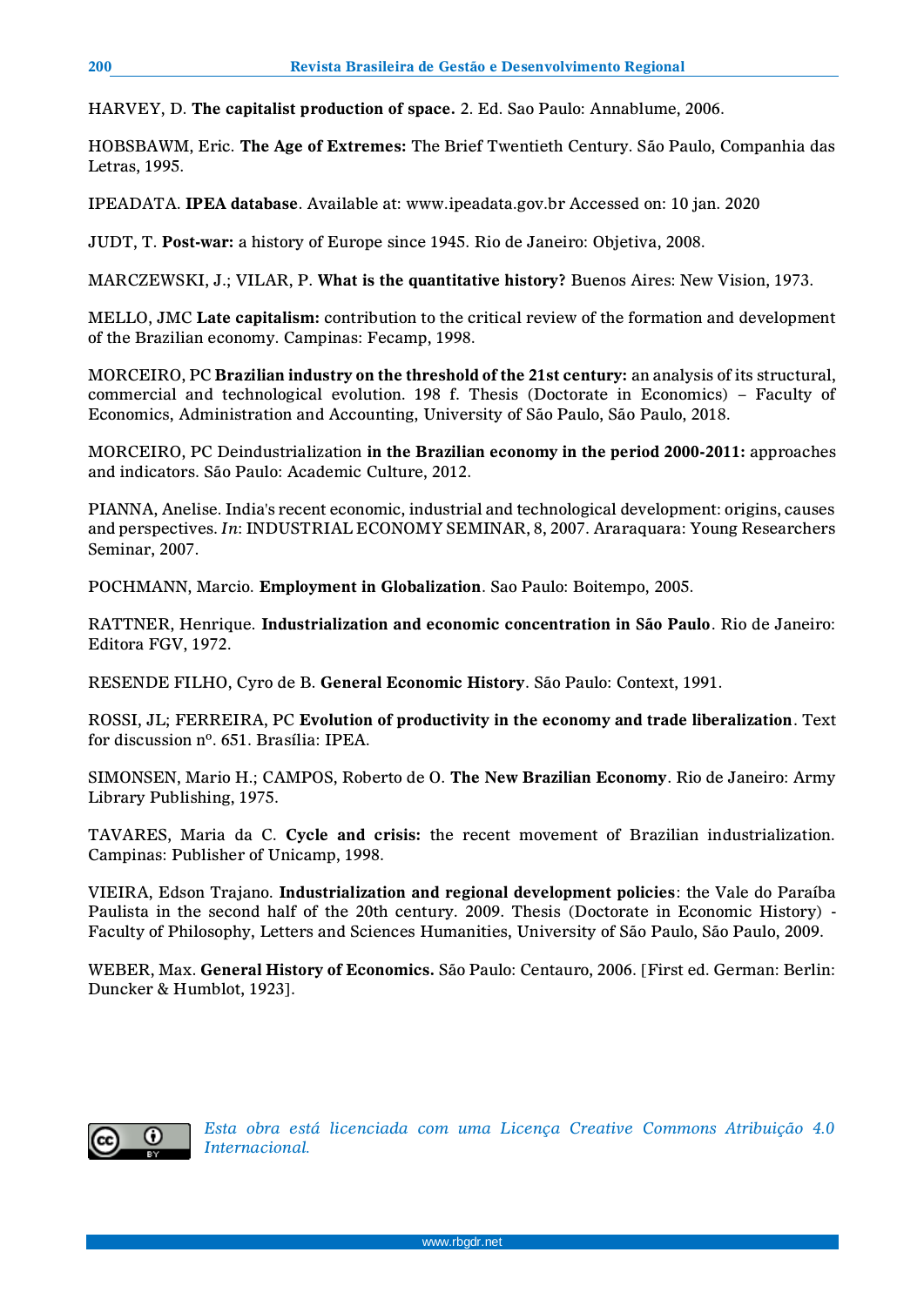HARVEY, D. **The capitalist production of space.** 2. Ed. Sao Paulo: Annablume, 2006.

HOBSBAWM, Eric. **The Age of Extremes:** The Brief Twentieth Century. São Paulo, Companhia das Letras, 1995.

IPEADATA. **IPEA database**. Available at: www.ipeadata.gov.br Accessed on: 10 jan. 2020

JUDT, T. **Post-war:** a history of Europe since 1945. Rio de Janeiro: Objetiva, 2008.

MARCZEWSKI, J.; VILAR, P. **What is the quantitative history?** Buenos Aires: New Vision, 1973.

MELLO, JMC **Late capitalism:** contribution to the critical review of the formation and development of the Brazilian economy. Campinas: Fecamp, 1998.

MORCEIRO, PC **Brazilian industry on the threshold of the 21st century:** an analysis of its structural, commercial and technological evolution. 198 f. Thesis (Doctorate in Economics) – Faculty of Economics, Administration and Accounting, University of São Paulo, São Paulo, 2018.

MORCEIRO, PC Deindustrialization **in the Brazilian economy in the period 2000-2011:** approaches and indicators. São Paulo: Academic Culture, 2012.

PIANNA, Anelise. India's recent economic, industrial and technological development: origins, causes and perspectives. *In*: INDUSTRIAL ECONOMY SEMINAR, 8, 2007. Araraquara: Young Researchers Seminar, 2007.

POCHMANN, Marcio. **Employment in Globalization**. Sao Paulo: Boitempo, 2005.

RATTNER, Henrique. **Industrialization and economic concentration in São Paulo**. Rio de Janeiro: Editora FGV, 1972.

RESENDE FILHO, Cyro de B. **General Economic History**. São Paulo: Context, 1991.

ROSSI, JL; FERREIRA, PC **Evolution of productivity in the economy and trade liberalization**. Text for discussion nº. 651. Brasília: IPEA.

SIMONSEN, Mario H.; CAMPOS, Roberto de O. **The New Brazilian Economy**. Rio de Janeiro: Army Library Publishing, 1975.

TAVARES, Maria da C. **Cycle and crisis:** the recent movement of Brazilian industrialization. Campinas: Publisher of Unicamp, 1998.

VIEIRA, Edson Trajano. **Industrialization and regional development policies**: the Vale do Paraíba Paulista in the second half of the 20th century. 2009. Thesis (Doctorate in Economic History) - Faculty of Philosophy, Letters and Sciences Humanities, University of São Paulo, São Paulo, 2009.

WEBER, Max. **General History of Economics.** São Paulo: Centauro, 2006. [First ed. German: Berlin: Duncker & Humblot, 1923].

*Esta obra está licenciada com uma Licença Creative Commons Atribuição 4.0 Internacional.*